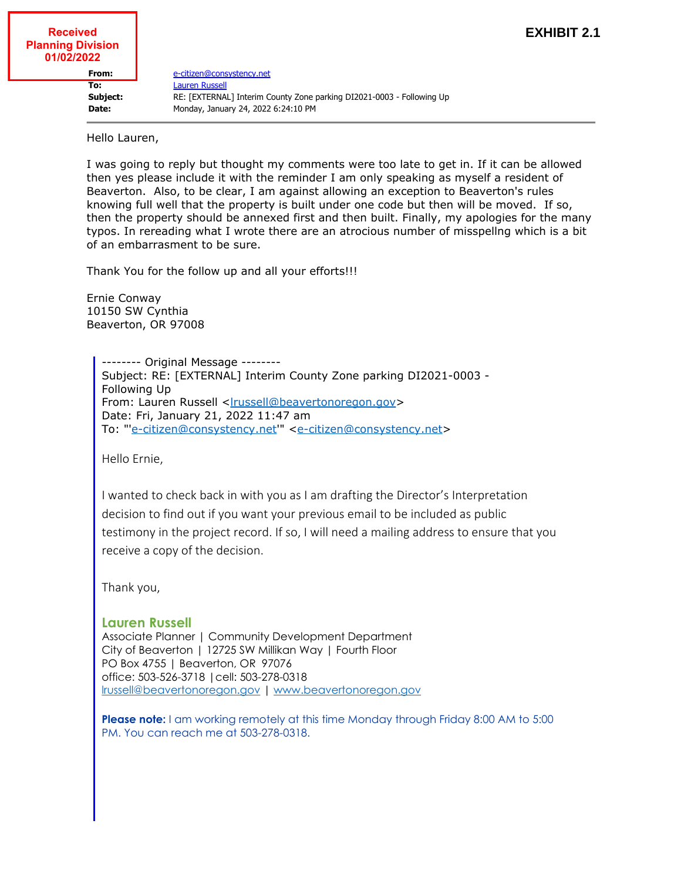**Received**
**Planning Division**
**01/02/2022**

**EXHIBIT 2.1**

**From:** e-citizen@consystency.net
**To:** Lauren Russell
**Subject:** RE: [EXTERNAL] Interim County Zone parking DI2021-0003 - Following Up
**Date:** Monday, January 24, 2022 6:24:10 PM

---

Hello Lauren,

I was going to reply but thought my comments were too late to get in. If it can be allowed then yes please include it with the reminder I am only speaking as myself a resident of Beaverton. Also, to be clear, I am against allowing an exception to Beaverton's rules knowing full well that the property is built under one code but then will be moved. If so, then the property should be annexed first and then built. Finally, my apologies for the many typos. In rereading what I wrote there are an atrocious number of misspellng which is a bit of an embarrasment to be sure.

Thank You for the follow up and all your efforts!!!

Ernie Conway
10150 SW Cynthia
Beaverton, OR 97008

> -------- Original Message --------
> Subject: RE: [EXTERNAL] Interim County Zone parking DI2021-0003 - Following Up
> From: Lauren Russell <lrussell@beavertonoregon.gov>
> Date: Fri, January 21, 2022 11:47 am
> To: "'e-citizen@consystency.net'" <e-citizen@consystency.net>
>
> Hello Ernie,
>
> I wanted to check back in with you as I am drafting the Director's Interpretation decision to find out if you want your previous email to be included as public testimony in the project record. If so, I will need a mailing address to ensure that you receive a copy of the decision.
>
> Thank you,
>
> **Lauren Russell**
> Associate Planner | Community Development Department
> City of Beaverton | 12725 SW Millikan Way | Fourth Floor
> PO Box 4755 | Beaverton, OR 97076
> office: 503-526-3718 | cell: 503-278-0318
> lrussell@beavertonoregon.gov | www.beavertonoregon.gov
>
> **Please note:** I am working remotely at this time Monday through Friday 8:00 AM to 5:00 PM. You can reach me at 503-278-0318.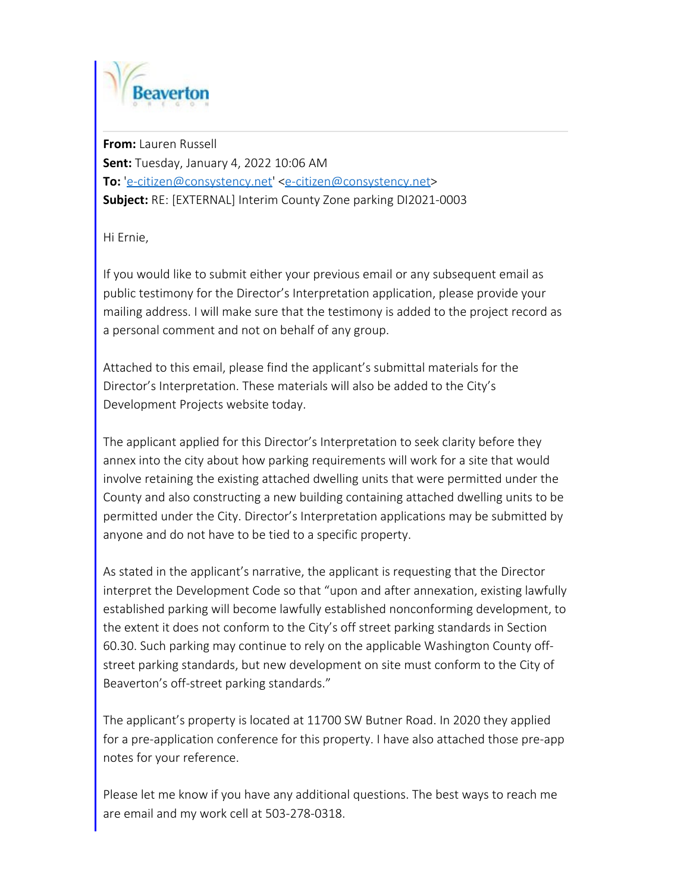Beaverton

OREGON

**From:** Lauren Russell
**Sent:** Tuesday, January 4, 2022 10:06 AM
**To:** 'e-citizen@consystency.net' <e-citizen@consystency.net>
**Subject:** RE: [EXTERNAL] Interim County Zone parking DI2021-0003

Hi Ernie,

If you would like to submit either your previous email or any subsequent email as public testimony for the Director's Interpretation application, please provide your mailing address. I will make sure that the testimony is added to the project record as a personal comment and not on behalf of any group.

Attached to this email, please find the applicant's submittal materials for the Director's Interpretation. These materials will also be added to the City's Development Projects website today.

The applicant applied for this Director's Interpretation to seek clarity before they annex into the city about how parking requirements will work for a site that would involve retaining the existing attached dwelling units that were permitted under the County and also constructing a new building containing attached dwelling units to be permitted under the City. Director's Interpretation applications may be submitted by anyone and do not have to be tied to a specific property.

As stated in the applicant's narrative, the applicant is requesting that the Director interpret the Development Code so that "upon and after annexation, existing lawfully established parking will become lawfully established nonconforming development, to the extent it does not conform to the City's off street parking standards in Section 60.30. Such parking may continue to rely on the applicable Washington County off-street parking standards, but new development on site must conform to the City of Beaverton's off-street parking standards."

The applicant's property is located at 11700 SW Butner Road. In 2020 they applied for a pre-application conference for this property. I have also attached those pre-app notes for your reference.

Please let me know if you have any additional questions. The best ways to reach me are email and my work cell at 503-278-0318.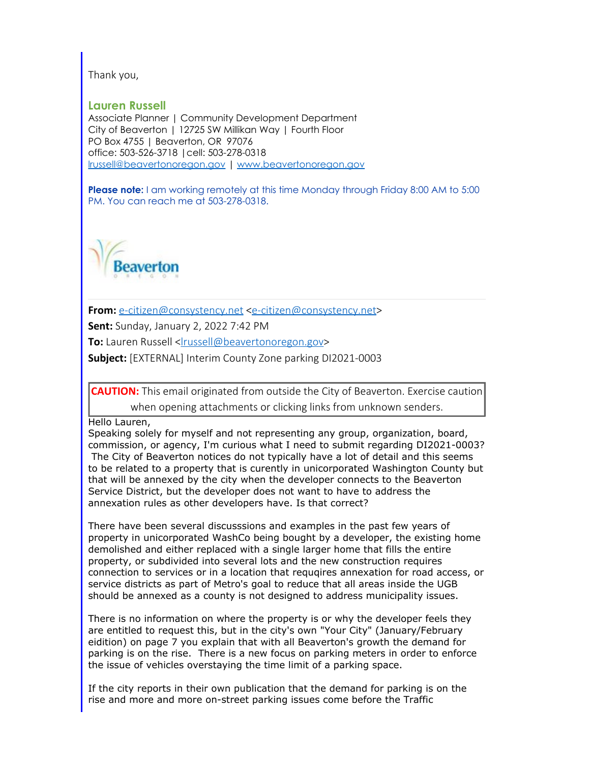Thank you,

**Lauren Russell**
Associate Planner | Community Development Department
City of Beaverton | 12725 SW Millikan Way | Fourth Floor
PO Box 4755 | Beaverton, OR 97076
office: 503-526-3718 | cell: 503-278-0318
lrussell@beavertonoregon.gov | www.beavertonoregon.gov

**Please note:** I am working remotely at this time Monday through Friday 8:00 AM to 5:00 PM. You can reach me at 503-278-0318.

---

**From:** e-citizen@consystency.net <e-citizen@consystency.net>
**Sent:** Sunday, January 2, 2022 7:42 PM
**To:** Lauren Russell <lrussell@beavertonoregon.gov>
**Subject:** [EXTERNAL] Interim County Zone parking DI2021-0003

**CAUTION:** This email originated from outside the City of Beaverton. Exercise caution when opening attachments or clicking links from unknown senders.

Hello Lauren,
Speaking solely for myself and not representing any group, organization, board, commission, or agency, I'm curious what I need to submit regarding DI2021-0003? The City of Beaverton notices do not typically have a lot of detail and this seems to be related to a property that is curently in unicorporated Washington County but that will be annexed by the city when the developer connects to the Beaverton Service District, but the developer does not want to have to address the annexation rules as other developers have. Is that correct?

There have been several discusssions and examples in the past few years of property in unicorporated WashCo being bought by a developer, the existing home demolished and either replaced with a single larger home that fills the entire property, or subdivided into several lots and the new construction requires connection to services or in a location that requqires annexation for road access, or service districts as part of Metro's goal to reduce that all areas inside the UGB should be annexed as a county is not designed to address municipality issues.

There is no information on where the property is or why the developer feels they are entitled to request this, but in the city's own "Your City" (January/February eidition) on page 7 you explain that with all Beaverton's growth the demand for parking is on the rise. There is a new focus on parking meters in order to enforce the issue of vehicles overstaying the time limit of a parking space.

If the city reports in their own publication that the demand for parking is on the rise and more and more on-street parking issues come before the Traffic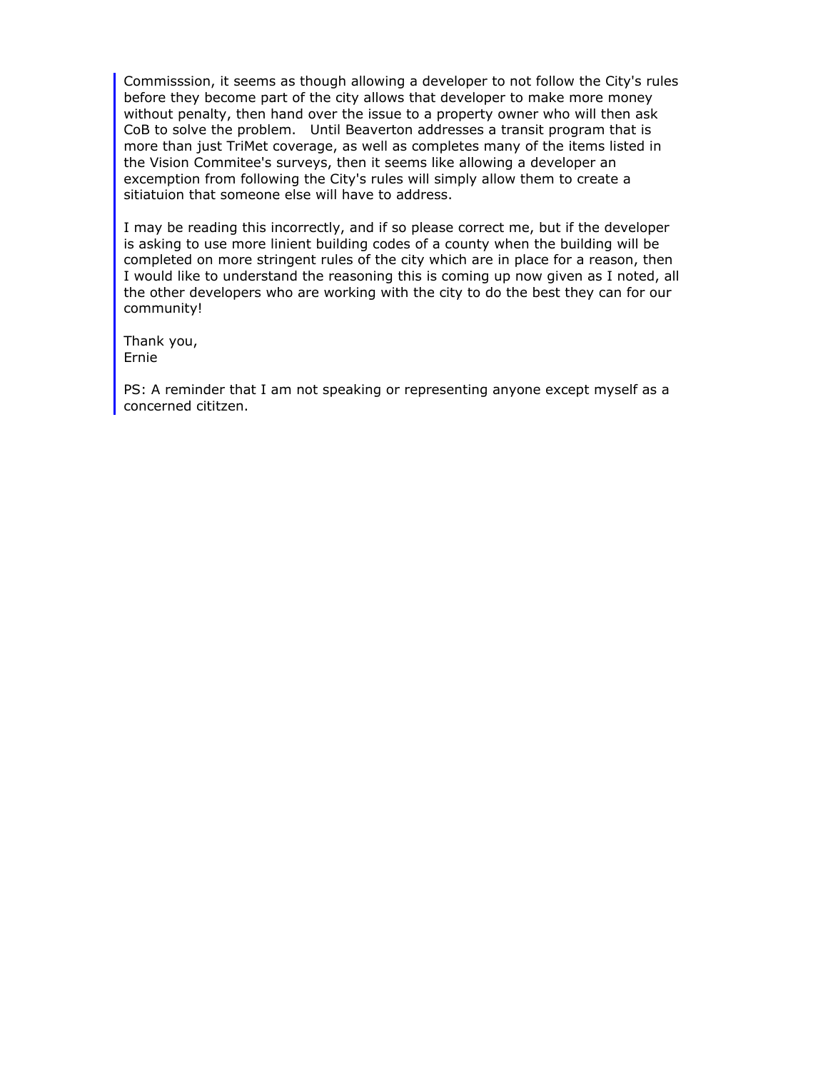Commisssion, it seems as though allowing a developer to not follow the City's rules before they become part of the city allows that developer to make more money without penalty, then hand over the issue to a property owner who will then ask CoB to solve the problem.   Until Beaverton addresses a transit program that is more than just TriMet coverage, as well as completes many of the items listed in the Vision Commitee's surveys, then it seems like allowing a developer an excemption from following the City's rules will simply allow them to create a sitiatuion that someone else will have to address.

I may be reading this incorrectly, and if so please correct me, but if the developer is asking to use more linient building codes of a county when the building will be completed on more stringent rules of the city which are in place for a reason, then I would like to understand the reasoning this is coming up now given as I noted, all the other developers who are working with the city to do the best they can for our community!

Thank you,
Ernie

PS: A reminder that I am not speaking or representing anyone except myself as a concerned cititzen.